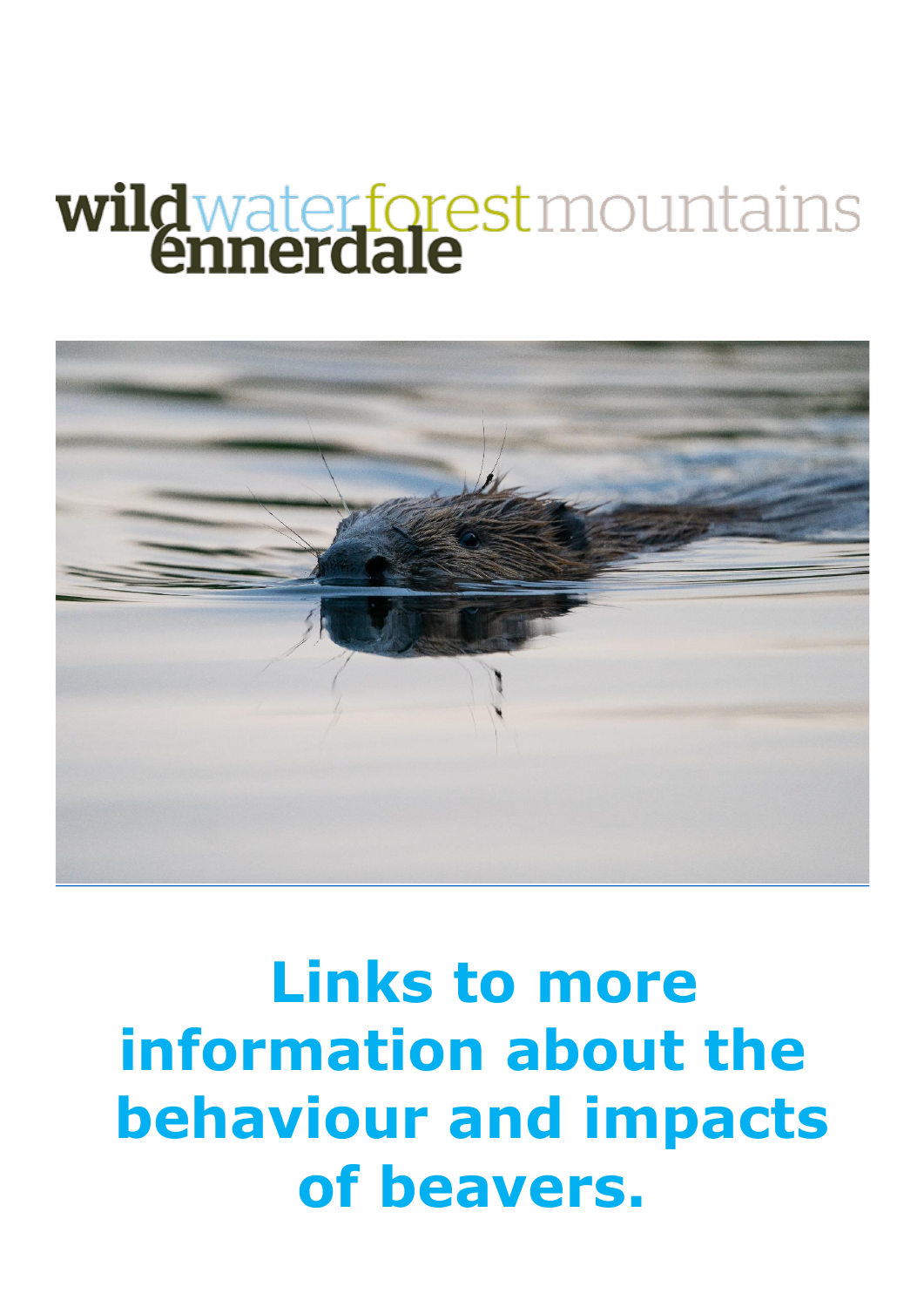wild water forest mountains
ennerdale

# Links to more information about the behaviour and impacts of beavers.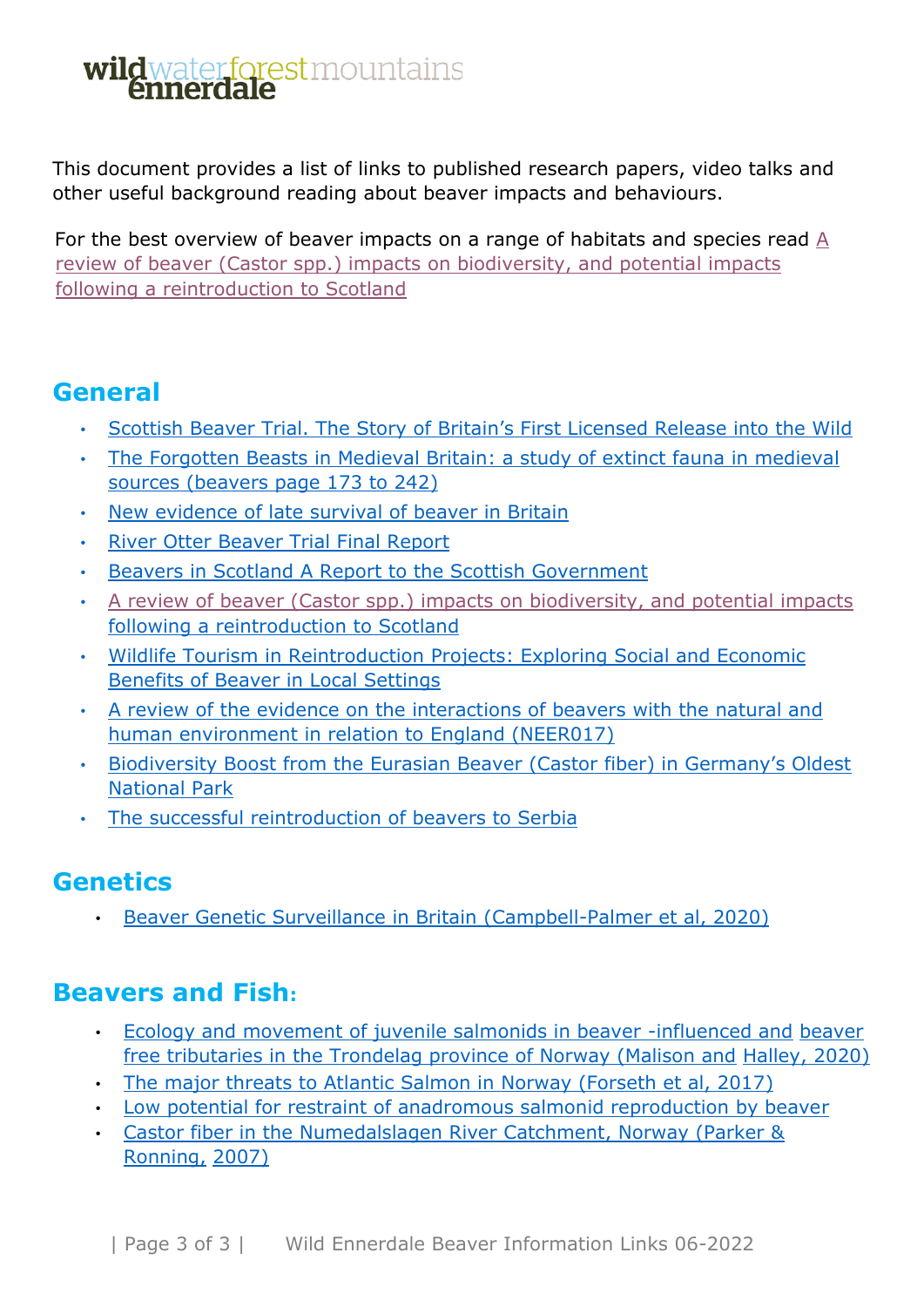wildwaterforestmountains
ennerdale

This document provides a list of links to published research papers, video talks and other useful background reading about beaver impacts and behaviours.

For the best overview of beaver impacts on a range of habitats and species read A review of beaver (Castor spp.) impacts on biodiversity, and potential impacts following a reintroduction to Scotland

## General

- Scottish Beaver Trial. The Story of Britain's First Licensed Release into the Wild
- The Forgotten Beasts in Medieval Britain: a study of extinct fauna in medieval sources (beavers page 173 to 242)
- New evidence of late survival of beaver in Britain
- River Otter Beaver Trial Final Report
- Beavers in Scotland A Report to the Scottish Government
- A review of beaver (Castor spp.) impacts on biodiversity, and potential impacts following a reintroduction to Scotland
- Wildlife Tourism in Reintroduction Projects: Exploring Social and Economic Benefits of Beaver in Local Settings
- A review of the evidence on the interactions of beavers with the natural and human environment in relation to England (NEER017)
- Biodiversity Boost from the Eurasian Beaver (Castor fiber) in Germany's Oldest National Park
- The successful reintroduction of beavers to Serbia

## Genetics

- Beaver Genetic Surveillance in Britain (Campbell-Palmer et al, 2020)

## Beavers and Fish:

- Ecology and movement of juvenile salmonids in beaver -influenced and beaver free tributaries in the Trondelag province of Norway (Malison and Halley, 2020)
- The major threats to Atlantic Salmon in Norway (Forseth et al, 2017)
- Low potential for restraint of anadromous salmonid reproduction by beaver
- Castor fiber in the Numedalslagen River Catchment, Norway (Parker & Ronning, 2007)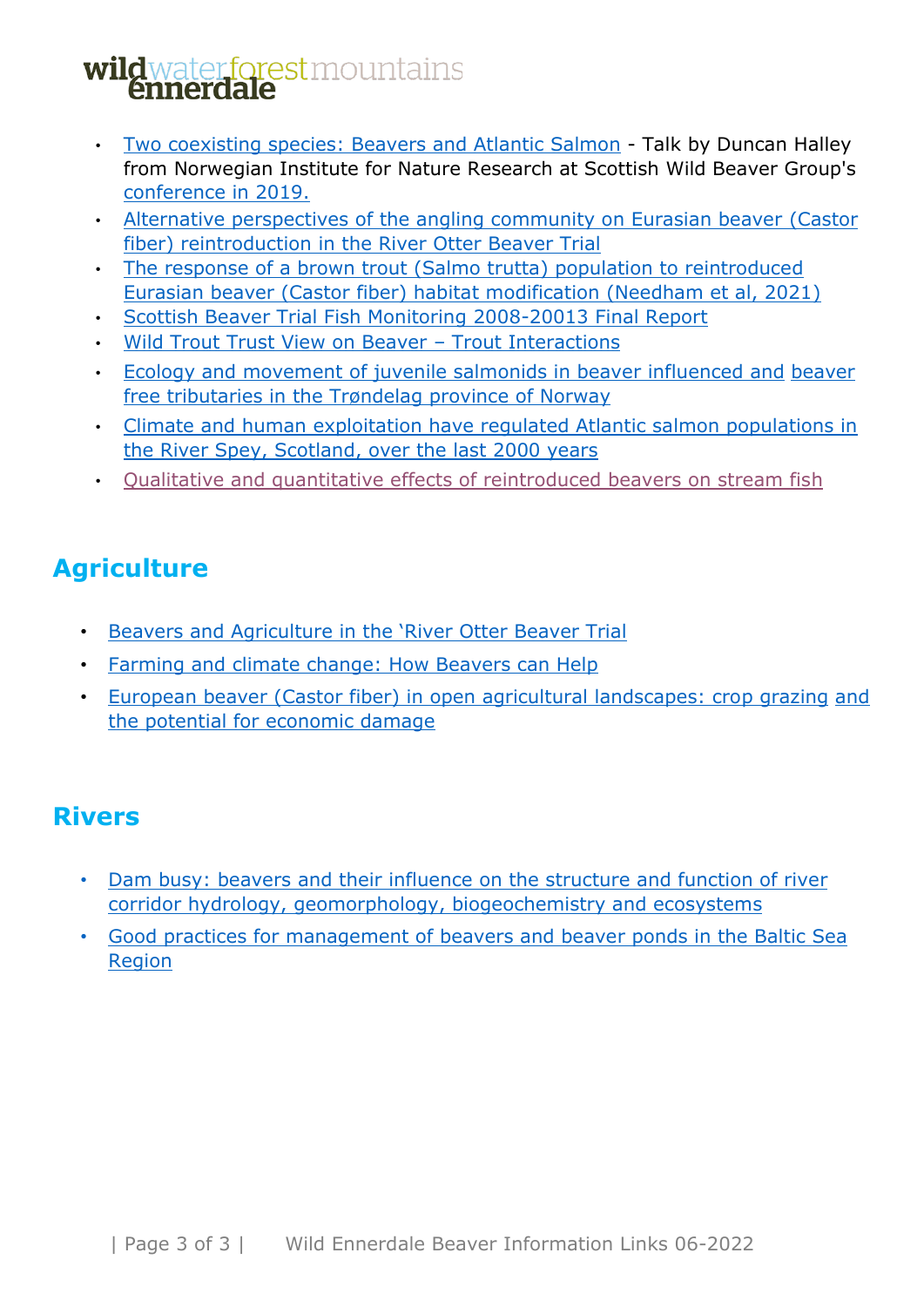- Two coexisting species: Beavers and Atlantic Salmon - Talk by Duncan Halley from Norwegian Institute for Nature Research at Scottish Wild Beaver Group's conference in 2019.
- Alternative perspectives of the angling community on Eurasian beaver (Castor fiber) reintroduction in the River Otter Beaver Trial
- The response of a brown trout (Salmo trutta) population to reintroduced Eurasian beaver (Castor fiber) habitat modification (Needham et al, 2021)
- Scottish Beaver Trial Fish Monitoring 2008-20013 Final Report
- Wild Trout Trust View on Beaver – Trout Interactions
- Ecology and movement of juvenile salmonids in beaver influenced and beaver free tributaries in the Trøndelag province of Norway
- Climate and human exploitation have regulated Atlantic salmon populations in the River Spey, Scotland, over the last 2000 years
- Qualitative and quantitative effects of reintroduced beavers on stream fish

## Agriculture

- Beavers and Agriculture in the 'River Otter Beaver Trial
- Farming and climate change: How Beavers can Help
- European beaver (Castor fiber) in open agricultural landscapes: crop grazing and the potential for economic damage

## Rivers

- Dam busy: beavers and their influence on the structure and function of river corridor hydrology, geomorphology, biogeochemistry and ecosystems
- Good practices for management of beavers and beaver ponds in the Baltic Sea Region